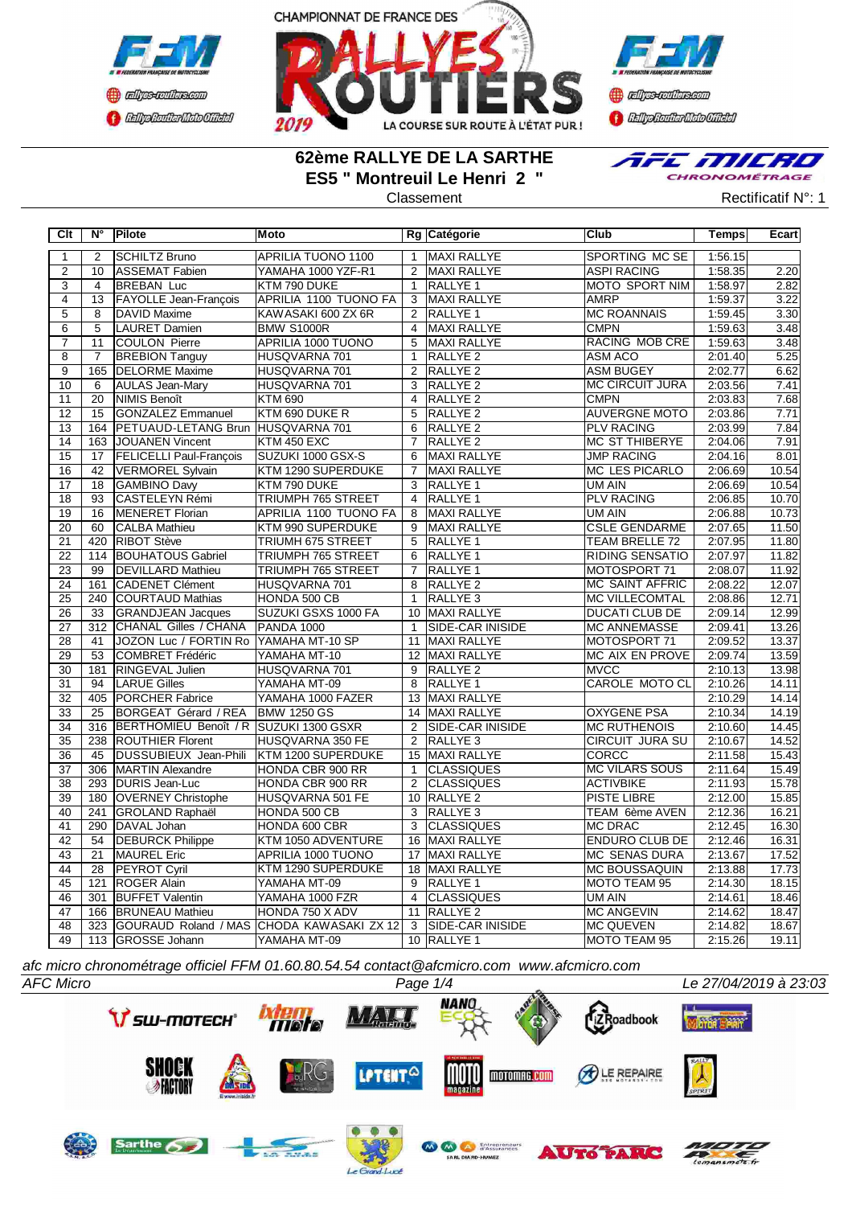CHAMPIONNAT DE FRANCE DES RALLYES ROUTIERS 2019

LA COURSE SUR ROUTE À L'ÉTAT PUR !

# 62ème RALLYE DE LA SARTHE

## ES5 " Montreuil Le Henri 2 "

Classement

Rectificatif N°: 1

| Clt | N° | Pilote | Moto | Rg | Catégorie | Club | Temps | Ecart |
|---|---|---|---|---|---|---|---|---|
| 1 | 2 | SCHILTZ Bruno | APRILIA TUONO 1100 | 1 | MAXI RALLYE | SPORTING MC SE | 1:56.15 | |
| 2 | 10 | ASSEMAT Fabien | YAMAHA 1000 YZF-R1 | 2 | MAXI RALLYE | ASPI RACING | 1:58.35 | 2.20 |
| 3 | 4 | BREBAN Luc | KTM 790 DUKE | 1 | RALLYE 1 | MOTO SPORT NIM | 1:58.97 | 2.82 |
| 4 | 13 | FAYOLLE Jean-François | APRILIA 1100 TUONO FA | 3 | MAXI RALLYE | AMRP | 1:59.37 | 3.22 |
| 5 | 8 | DAVID Maxime | KAWASAKI 600 ZX 6R | 2 | RALLYE 1 | MC ROANNAIS | 1:59.45 | 3.30 |
| 6 | 5 | LAURET Damien | BMW S1000R | 4 | MAXI RALLYE | CMPN | 1:59.63 | 3.48 |
| 7 | 11 | COULON Pierre | APRILIA 1000 TUONO | 5 | MAXI RALLYE | RACING MOB CRE | 1:59.63 | 3.48 |
| 8 | 7 | BREBION Tanguy | HUSQVARNA 701 | 1 | RALLYE 2 | ASM ACO | 2:01.40 | 5.25 |
| 9 | 165 | DELORME Maxime | HUSQVARNA 701 | 2 | RALLYE 2 | ASM BUGEY | 2:02.77 | 6.62 |
| 10 | 6 | AULAS Jean-Mary | HUSQVARNA 701 | 3 | RALLYE 2 | MC CIRCUIT JURA | 2:03.56 | 7.41 |
| 11 | 20 | NIMIS Benoît | KTM 690 | 4 | RALLYE 2 | CMPN | 2:03.83 | 7.68 |
| 12 | 15 | GONZALEZ Emmanuel | KTM 690 DUKE R | 5 | RALLYE 2 | AUVERGNE MOTO | 2:03.86 | 7.71 |
| 13 | 164 | PETUAUD-LETANG Brun | HUSQVARNA 701 | 6 | RALLYE 2 | PLV RACING | 2:03.99 | 7.84 |
| 14 | 163 | JOUANEN Vincent | KTM 450 EXC | 7 | RALLYE 2 | MC ST THIBERYE | 2:04.06 | 7.91 |
| 15 | 17 | FELICELLI Paul-François | SUZUKI 1000 GSX-S | 6 | MAXI RALLYE | JMP RACING | 2:04.16 | 8.01 |
| 16 | 42 | VERMOREL Sylvain | KTM 1290 SUPERDUKE | 7 | MAXI RALLYE | MC LES PICARLO | 2:06.69 | 10.54 |
| 17 | 18 | GAMBINO Davy | KTM 790 DUKE | 3 | RALLYE 1 | UM AIN | 2:06.69 | 10.54 |
| 18 | 93 | CASTELEYN Rémi | TRIUMPH 765 STREET | 4 | RALLYE 1 | PLV RACING | 2:06.85 | 10.70 |
| 19 | 16 | MENERET Florian | APRILIA 1100 TUONO FA | 8 | MAXI RALLYE | UM AIN | 2:06.88 | 10.73 |
| 20 | 60 | CALBA Mathieu | KTM 990 SUPERDUKE | 9 | MAXI RALLYE | CSLE GENDARME | 2:07.65 | 11.50 |
| 21 | 420 | RIBOT Stève | TRIUMH 675 STREET | 5 | RALLYE 1 | TEAM BRELLE 72 | 2:07.95 | 11.80 |
| 22 | 114 | BOUHATOUS Gabriel | TRIUMPH 765 STREET | 6 | RALLYE 1 | RIDING SENSATIO | 2:07.97 | 11.82 |
| 23 | 99 | DEVILLARD Mathieu | TRIUMPH 765 STREET | 7 | RALLYE 1 | MOTOSPORT 71 | 2:08.07 | 11.92 |
| 24 | 161 | CADENET Clément | HUSQVARNA 701 | 8 | RALLYE 2 | MC SAINT AFFRIC | 2:08.22 | 12.07 |
| 25 | 240 | COURTAUD Mathias | HONDA 500 CB | 1 | RALLYE 3 | MC VILLECOMTAL | 2:08.86 | 12.71 |
| 26 | 33 | GRANDJEAN Jacques | SUZUKI GSXS 1000 FA | 10 | MAXI RALLYE | DUCATI CLUB DE | 2:09.14 | 12.99 |
| 27 | 312 | CHANAL Gilles / CHANA | PANDA 1000 | 1 | SIDE-CAR INISIDE | MC ANNEMASSE | 2:09.41 | 13.26 |
| 28 | 41 | JOZON Luc / FORTIN Ro | YAMAHA MT-10 SP | 11 | MAXI RALLYE | MOTOSPORT 71 | 2:09.52 | 13.37 |
| 29 | 53 | COMBRET Frédéric | YAMAHA MT-10 | 12 | MAXI RALLYE | MC AIX EN PROVE | 2:09.74 | 13.59 |
| 30 | 181 | RINGEVAL Julien | HUSQVARNA 701 | 9 | RALLYE 2 | MVCC | 2:10.13 | 13.98 |
| 31 | 94 | LARUE Gilles | YAMAHA MT-09 | 8 | RALLYE 1 | CAROLE MOTO CL | 2:10.26 | 14.11 |
| 32 | 405 | PORCHER Fabrice | YAMAHA 1000 FAZER | 13 | MAXI RALLYE | | 2:10.29 | 14.14 |
| 33 | 25 | BORGEAT Gérard / REA | BMW 1250 GS | 14 | MAXI RALLYE | OXYGENE PSA | 2:10.34 | 14.19 |
| 34 | 316 | BERTHOMIEU Benoît / R | SUZUKI 1300 GSXR | 2 | SIDE-CAR INISIDE | MC RUTHENOIS | 2:10.60 | 14.45 |
| 35 | 238 | ROUTHIER Florent | HUSQVARNA 350 FE | 2 | RALLYE 3 | CIRCUIT JURA SU | 2:10.67 | 14.52 |
| 36 | 45 | DUSSUBIEUX Jean-Phili | KTM 1200 SUPERDUKE | 15 | MAXI RALLYE | CORCC | 2:11.58 | 15.43 |
| 37 | 306 | MARTIN Alexandre | HONDA CBR 900 RR | 1 | CLASSIQUES | MC VILARS SOUS | 2:11.64 | 15.49 |
| 38 | 293 | DURIS Jean-Luc | HONDA CBR 900 RR | 2 | CLASSIQUES | ACTIVBIKE | 2:11.93 | 15.78 |
| 39 | 180 | OVERNEY Christophe | HUSQVARNA 501 FE | 10 | RALLYE 2 | PISTE LIBRE | 2:12.00 | 15.85 |
| 40 | 241 | GROLAND Raphaël | HONDA 500 CB | 3 | RALLYE 3 | TEAM 6ème AVEN | 2:12.36 | 16.21 |
| 41 | 290 | DAVAL Johan | HONDA 600 CBR | 3 | CLASSIQUES | MC DRAC | 2:12.45 | 16.30 |
| 42 | 54 | DEBURCK Philippe | KTM 1050 ADVENTURE | 16 | MAXI RALLYE | ENDURO CLUB DE | 2:12.46 | 16.31 |
| 43 | 21 | MAUREL Eric | APRILIA 1000 TUONO | 17 | MAXI RALLYE | MC SENAS DURA | 2:13.67 | 17.52 |
| 44 | 28 | PEYROT Cyril | KTM 1290 SUPERDUKE | 18 | MAXI RALLYE | MC BOUSSAQUIN | 2:13.88 | 17.73 |
| 45 | 121 | ROGER Alain | YAMAHA MT-09 | 9 | RALLYE 1 | MOTO TEAM 95 | 2:14.30 | 18.15 |
| 46 | 301 | BUFFET Valentin | YAMAHA 1000 FZR | 4 | CLASSIQUES | UM AIN | 2:14.61 | 18.46 |
| 47 | 166 | BRUNEAU Mathieu | HONDA 750 X ADV | 11 | RALLYE 2 | MC ANGEVIN | 2:14.62 | 18.47 |
| 48 | 323 | GOURAUD Roland / MAS | CHODA KAWASAKI ZX 12 | 3 | SIDE-CAR INISIDE | MC QUEVEN | 2:14.82 | 18.67 |
| 49 | 113 | GROSSE Johann | YAMAHA MT-09 | 10 | RALLYE 1 | MOTO TEAM 95 | 2:15.26 | 19.11 |

*afc micro chronométrage officiel FFM 01.60.80.54.54 contact@afcmicro.com www.afcmicro.com*

*AFC Micro* — *Le 27/04/2019 à 23:03*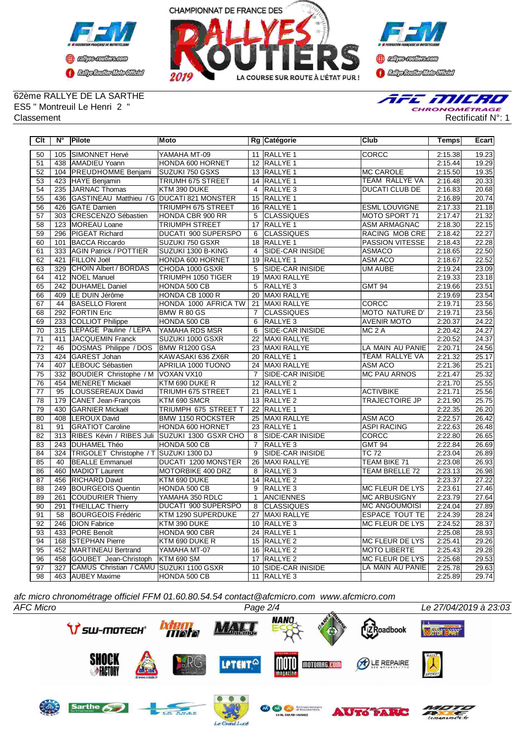62ème RALLYE DE LA SARTHE
ES5 " Montreuil Le Henri 2 "
Classement

Rectificatif N°: 1

| Clt | N° | Pilote | Moto | Rg | Catégorie | Club | Temps | Ecart |
|---|---|---|---|---|---|---|---|---|
| 50 | 105 | SIMONNET Hervé | YAMAHA MT-09 | 11 | RALLYE 1 | CORCC | 2:15.38 | 19.23 |
| 51 | 438 | AMADIEU Yoann | HONDA 600 HORNET | 12 | RALLYE 1 | | 2:15.44 | 19.29 |
| 52 | 104 | PREUDHOMME Benjami | SUZUKI 750 GSXS | 13 | RALLYE 1 | MC CAROLE | 2:15.50 | 19.35 |
| 53 | 423 | HAYE Benjamin | TRIUMH 675 STREET | 14 | RALLYE 1 | TEAM RALLYE VA | 2:16.48 | 20.33 |
| 54 | 235 | JARNAC Thomas | KTM 390 DUKE | 4 | RALLYE 3 | DUCATI CLUB DE | 2:16.83 | 20.68 |
| 55 | 436 | GASTINEAU Matthieu / G | DUCATI 821 MONSTER | 15 | RALLYE 1 | | 2:16.89 | 20.74 |
| 56 | 426 | GATE Damien | TRIUMPH 675 STREET | 16 | RALLYE 1 | ESML LOUVIGNE | 2:17.33 | 21.18 |
| 57 | 303 | CRESCENZO Sébastien | HONDA CBR 900 RR | 5 | CLASSIQUES | MOTO SPORT 71 | 2:17.47 | 21.32 |
| 58 | 123 | MOREAU Loane | TRIUMPH STREET | 17 | RALLYE 1 | ASM ARMAGNAC | 2:18.30 | 22.15 |
| 59 | 296 | PIGEAT Richard | DUCATI 900 SUPERSPO | 6 | CLASSIQUES | RACING MOB CRE | 2:18.42 | 22.27 |
| 60 | 101 | BACCA Riccardo | SUZUKI 750 GSXR | 18 | RALLYE 1 | PASSION VITESSE | 2:18.43 | 22.28 |
| 61 | 333 | AGIN Patrick / POTTIER | SUZUKI 1300 B-KING | 4 | SIDE-CAR INISIDE | ASMACO | 2:18.65 | 22.50 |
| 62 | 421 | FILLON Joël | HONDA 600 HORNET | 19 | RALLYE 1 | ASM ACO | 2:18.67 | 22.52 |
| 63 | 329 | CHOIN Albert / BORDAS | CHODA 1000 GSXR | 5 | SIDE-CAR INISIDE | UM AUBE | 2:19.24 | 23.09 |
| 64 | 412 | NOEL Manuel | TRIUMPH 1050 TIGER | 19 | MAXI RALLYE | | 2:19.33 | 23.18 |
| 65 | 242 | DUHAMEL Daniel | HONDA 500 CB | 5 | RALLYE 3 | GMT 94 | 2:19.66 | 23.51 |
| 66 | 409 | LE DUIN Jérôme | HONDA CB 1000 R | 20 | MAXI RALLYE | | 2:19.69 | 23.54 |
| 67 | 44 | BASELLO Florent | HONDA 1000 AFRICA TW | 21 | MAXI RALLYE | CORCC | 2:19.71 | 23.56 |
| 68 | 292 | FORTIN Eric | BMW R 80 GS | 7 | CLASSIQUES | MOTO NATURE D' | 2:19.71 | 23.56 |
| 69 | 233 | COLLIOT Philippe | HONDA 500 CB | 6 | RALLYE 3 | AVENIR MOTO | 2:20.37 | 24.22 |
| 70 | 315 | LEPAGE Pauline / LEPA | YAMAHA RDS MSR | 6 | SIDE-CAR INISIDE | MC 2 A | 2:20.42 | 24.27 |
| 71 | 411 | JACQUEMIN Franck | SUZUKI 1000 GSXR | 22 | MAXI RALLYE | | 2:20.52 | 24.37 |
| 72 | 46 | DOSMAS Philippe / DOS | BMW R1200 GSA | 23 | MAXI RALLYE | LA MAIN AU PANIE | 2:20.71 | 24.56 |
| 73 | 424 | GAREST Johan | KAWASAKI 636 ZX6R | 20 | RALLYE 1 | TEAM RALLYE VA | 2:21.32 | 25.17 |
| 74 | 407 | LEBOUC Sébastien | APRILIA 1000 TUONO | 24 | MAXI RALLYE | ASM ACO | 2:21.36 | 25.21 |
| 75 | 332 | BOUDIER Christophe / M | VOXAN VX10 | 7 | SIDE-CAR INISIDE | MC PAU ARNOS | 2:21.47 | 25.32 |
| 76 | 454 | MENERET Mickaël | KTM 690 DUKE R | 12 | RALLYE 2 | | 2:21.70 | 25.55 |
| 77 | 95 | LOUSSEREAUX David | TRIUMH 675 STREET | 21 | RALLYE 1 | ACTIVBIKE | 2:21.71 | 25.56 |
| 78 | 179 | CANET Jean-François | KTM 690 SMCR | 13 | RALLYE 2 | TRAJECTOIRE JP | 2:21.90 | 25.75 |
| 79 | 430 | GARNIER Mickaël | TRIUMPH 675 STREET T | 22 | RALLYE 1 | | 2:22.35 | 26.20 |
| 80 | 408 | LEROUX David | BMW 1150 ROCKSTER | 25 | MAXI RALLYE | ASM ACO | 2:22.57 | 26.42 |
| 81 | 91 | GRATIOT Caroline | HONDA 600 HORNET | 23 | RALLYE 1 | ASPI RACING | 2:22.63 | 26.48 |
| 82 | 313 | RIBES Kévin / RIBES Juli | SUZUKI 1300 GSXR CHO | 8 | SIDE-CAR INISIDE | CORCC | 2:22.80 | 26.65 |
| 83 | 243 | DUHAMEL Théo | HONDA 500 CB | 7 | RALLYE 3 | GMT 94 | 2:22.84 | 26.69 |
| 84 | 324 | TRIGOLET Christophe / T | SUZUKI 1300 DJ | 9 | SIDE-CAR INISIDE | TC 72 | 2:23.04 | 26.89 |
| 85 | 40 | BEALLE Emmanuel | DUCATI 1200 MONSTER | 26 | MAXI RALLYE | TEAM BIKE 71 | 2:23.08 | 26.93 |
| 86 | 460 | MADIOT Laurent | MOTORBIKE 400 DRZ | 8 | RALLYE 3 | TEAM BRELLE 72 | 2:23.13 | 26.98 |
| 87 | 456 | RICHARD David | KTM 690 DUKE | 14 | RALLYE 2 | | 2:23.37 | 27.22 |
| 88 | 249 | BOURGEOIS Quentin | HONDA 500 CB | 9 | RALLYE 3 | MC FLEUR DE LYS | 2:23.61 | 27.46 |
| 89 | 261 | COUDURIER Thierry | YAMAHA 350 RDLC | 1 | ANCIENNES | MC ARBUSIGNY | 2:23.79 | 27.64 |
| 90 | 291 | THEILLAC Thierry | DUCATI 900 SUPERSPO | 8 | CLASSIQUES | MC ANGOUMOISI | 2:24.04 | 27.89 |
| 91 | 58 | BOURGEOIS Frédéric | KTM 1290 SUPERDUKE | 27 | MAXI RALLYE | ESPACE TOUT TE | 2:24.39 | 28.24 |
| 92 | 246 | DION Fabrice | KTM 390 DUKE | 10 | RALLYE 3 | MC FLEUR DE LYS | 2:24.52 | 28.37 |
| 93 | 433 | PORE Benoît | HONDA 900 CBR | 24 | RALLYE 1 | | 2:25.08 | 28.93 |
| 94 | 168 | STEPHAN Pierre | KTM 690 DUKE R | 15 | RALLYE 2 | MC FLEUR DE LYS | 2:25.41 | 29.26 |
| 95 | 452 | MARTINEAU Bertrand | YAMAHA MT-07 | 16 | RALLYE 2 | MOTO LIBERTE | 2:25.43 | 29.28 |
| 96 | 458 | GOUBET Jean-Christoph | KTM 690 SM | 17 | RALLYE 2 | MC FLEUR DE LYS | 2:25.68 | 29.53 |
| 97 | 327 | CAMUS Christian / CAMU | SUZUKI 1100 GSXR | 10 | SIDE-CAR INISIDE | LA MAIN AU PANIE | 2:25.78 | 29.63 |
| 98 | 463 | AUBEY Maxime | HONDA 500 CB | 11 | RALLYE 3 | | 2:25.89 | 29.74 |

*afc micro chronométrage officiel FFM 01.60.80.54.54 contact@afcmicro.com www.afcmicro.com*

*AFC Micro* — *Le 27/04/2019 à 23:03*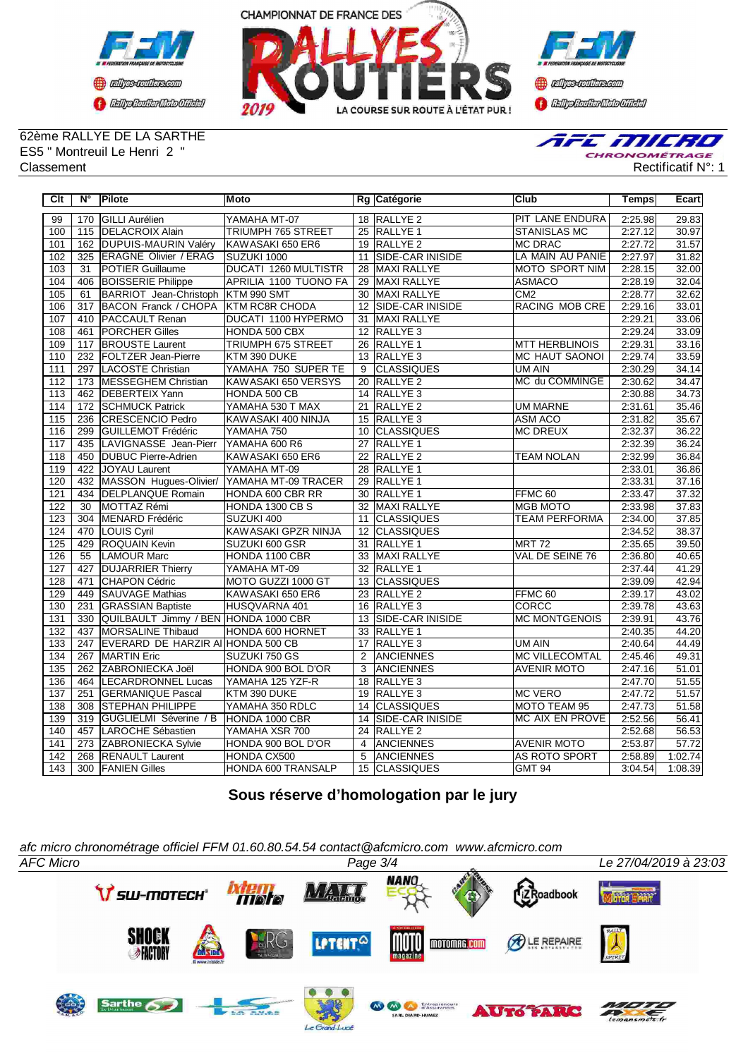CHAMPIONNAT DE FRANCE DES RALLYES ROUTIERS 2019

62ème RALLYE DE LA SARTHE
ES5 " Montreuil Le Henri 2 "
Classement

Rectificatif N°: 1

| Clt | N° | Pilote | Moto | Rg | Catégorie | Club | Temps | Ecart |
|---|---|---|---|---|---|---|---|---|
| 99 | 170 | GILLI Aurélien | YAMAHA MT-07 | 18 | RALLYE 2 | PIT LANE ENDURA | 2:25.98 | 29.83 |
| 100 | 115 | DELACROIX Alain | TRIUMPH 765 STREET | 25 | RALLYE 1 | STANISLAS MC | 2:27.12 | 30.97 |
| 101 | 162 | DUPUIS-MAURIN Valéry | KAWASAKI 650 ER6 | 19 | RALLYE 2 | MC DRAC | 2:27.72 | 31.57 |
| 102 | 325 | ERAGNE Olivier / ERAG | SUZUKI 1000 | 11 | SIDE-CAR INISIDE | LA MAIN AU PANIE | 2:27.97 | 31.82 |
| 103 | 31 | POTIER Guillaume | DUCATI 1260 MULTISTR | 28 | MAXI RALLYE | MOTO SPORT NIM | 2:28.15 | 32.00 |
| 104 | 406 | BOISSERIE Philippe | APRILIA 1100 TUONO FA | 29 | MAXI RALLYE | ASMACO | 2:28.19 | 32.04 |
| 105 | 61 | BARRIOT Jean-Christoph | KTM 990 SMT | 30 | MAXI RALLYE | CM2 | 2:28.77 | 32.62 |
| 106 | 317 | BACON Franck / CHOPA | KTM RC8R CHODA | 12 | SIDE-CAR INISIDE | RACING MOB CRE | 2:29.16 | 33.01 |
| 107 | 410 | PACCAULT Renan | DUCATI 1100 HYPERMO | 31 | MAXI RALLYE | | 2:29.21 | 33.06 |
| 108 | 461 | PORCHER Gilles | HONDA 500 CBX | 12 | RALLYE 3 | | 2:29.24 | 33.09 |
| 109 | 117 | BROUSTE Laurent | TRIUMPH 675 STREET | 26 | RALLYE 1 | MTT HERBLINOIS | 2:29.31 | 33.16 |
| 110 | 232 | FOLTZER Jean-Pierre | KTM 390 DUKE | 13 | RALLYE 3 | MC HAUT SAONOI | 2:29.74 | 33.59 |
| 111 | 297 | LACOSTE Christian | YAMAHA 750 SUPER TE | 9 | CLASSIQUES | UM AIN | 2:30.29 | 34.14 |
| 112 | 173 | MESSEGHEM Christian | KAWASAKI 650 VERSYS | 20 | RALLYE 2 | MC du COMMINGE | 2:30.62 | 34.47 |
| 113 | 462 | DEBERTEIX Yann | HONDA 500 CB | 14 | RALLYE 3 | | 2:30.88 | 34.73 |
| 114 | 172 | SCHMUCK Patrick | YAMAHA 530 T MAX | 21 | RALLYE 2 | UM MARNE | 2:31.61 | 35.46 |
| 115 | 236 | CRESCENCIO Pedro | KAWASAKI 400 NINJA | 15 | RALLYE 3 | ASM ACO | 2:31.82 | 35.67 |
| 116 | 299 | GUILLEMOT Frédéric | YAMAHA 750 | 10 | CLASSIQUES | MC DREUX | 2:32.37 | 36.22 |
| 117 | 435 | LAVIGNASSE Jean-Pierr | YAMAHA 600 R6 | 27 | RALLYE 1 | | 2:32.39 | 36.24 |
| 118 | 450 | DUBUC Pierre-Adrien | KAWASAKI 650 ER6 | 22 | RALLYE 2 | TEAM NOLAN | 2:32.99 | 36.84 |
| 119 | 422 | JOYAU Laurent | YAMAHA MT-09 | 28 | RALLYE 1 | | 2:33.01 | 36.86 |
| 120 | 432 | MASSON Hugues-Olivier/ | YAMAHA MT-09 TRACER | 29 | RALLYE 1 | | 2:33.31 | 37.16 |
| 121 | 434 | DELPLANQUE Romain | HONDA 600 CBR RR | 30 | RALLYE 1 | FFMC 60 | 2:33.47 | 37.32 |
| 122 | 30 | MOTTAZ Rémi | HONDA 1300 CB S | 32 | MAXI RALLYE | MGB MOTO | 2:33.98 | 37.83 |
| 123 | 304 | MENARD Frédéric | SUZUKI 400 | 11 | CLASSIQUES | TEAM PERFORMA | 2:34.00 | 37.85 |
| 124 | 470 | LOUIS Cyril | KAWASAKI GPZR NINJA | 12 | CLASSIQUES | | 2:34.52 | 38.37 |
| 125 | 429 | ROQUAIN Kevin | SUZUKI 600 GSR | 31 | RALLYE 1 | MRT 72 | 2:35.65 | 39.50 |
| 126 | 55 | LAMOUR Marc | HONDA 1100 CBR | 33 | MAXI RALLYE | VAL DE SEINE 76 | 2:36.80 | 40.65 |
| 127 | 427 | DUJARRIER Thierry | YAMAHA MT-09 | 32 | RALLYE 1 | | 2:37.44 | 41.29 |
| 128 | 471 | CHAPON Cédric | MOTO GUZZI 1000 GT | 13 | CLASSIQUES | | 2:39.09 | 42.94 |
| 129 | 449 | SAUVAGE Mathias | KAWASAKI 650 ER6 | 23 | RALLYE 2 | FFMC 60 | 2:39.17 | 43.02 |
| 130 | 231 | GRASSIAN Baptiste | HUSQVARNA 401 | 16 | RALLYE 3 | CORCC | 2:39.78 | 43.63 |
| 131 | 330 | QUILBAULT Jimmy / BEN | HONDA 1000 CBR | 13 | SIDE-CAR INISIDE | MC MONTGENOIS | 2:39.91 | 43.76 |
| 132 | 437 | MORSALINE Thibaud | HONDA 600 HORNET | 33 | RALLYE 1 | | 2:40.35 | 44.20 |
| 133 | 247 | EVERARD DE HARZIR Al | HONDA 500 CB | 17 | RALLYE 3 | UM AIN | 2:40.64 | 44.49 |
| 134 | 267 | MARTIN Eric | SUZUKI 750 GS | 2 | ANCIENNES | MC VILLECOMTAL | 2:45.46 | 49.31 |
| 135 | 262 | ZABRONIECKA Joël | HONDA 900 BOL D'OR | 3 | ANCIENNES | AVENIR MOTO | 2:47.16 | 51.01 |
| 136 | 464 | LECARDRONNEL Lucas | YAMAHA 125 YZF-R | 18 | RALLYE 3 | | 2:47.70 | 51.55 |
| 137 | 251 | GERMANIQUE Pascal | KTM 390 DUKE | 19 | RALLYE 3 | MC VERO | 2:47.72 | 51.57 |
| 138 | 308 | STEPHAN PHILIPPE | YAMAHA 350 RDLC | 14 | CLASSIQUES | MOTO TEAM 95 | 2:47.73 | 51.58 |
| 139 | 319 | GUGLIELMI Séverine / B | HONDA 1000 CBR | 14 | SIDE-CAR INISIDE | MC AIX EN PROVE | 2:52.56 | 56.41 |
| 140 | 457 | LAROCHE Sébastien | YAMAHA XSR 700 | 24 | RALLYE 2 | | 2:52.68 | 56.53 |
| 141 | 273 | ZABRONIECKA Sylvie | HONDA 900 BOL D'OR | 4 | ANCIENNES | AVENIR MOTO | 2:53.87 | 57.72 |
| 142 | 268 | RENAULT Laurent | HONDA CX500 | 5 | ANCIENNES | AS ROTO SPORT | 2:58.89 | 1:02.74 |
| 143 | 300 | FANIEN Gilles | HONDA 600 TRANSALP | 15 | CLASSIQUES | GMT 94 | 3:04.54 | 1:08.39 |

**Sous réserve d'homologation par le jury**

*afc micro chronométrage officiel FFM 01.60.80.54.54 contact@afcmicro.com www.afcmicro.com*

*AFC Micro* — *Le 27/04/2019 à 23:03*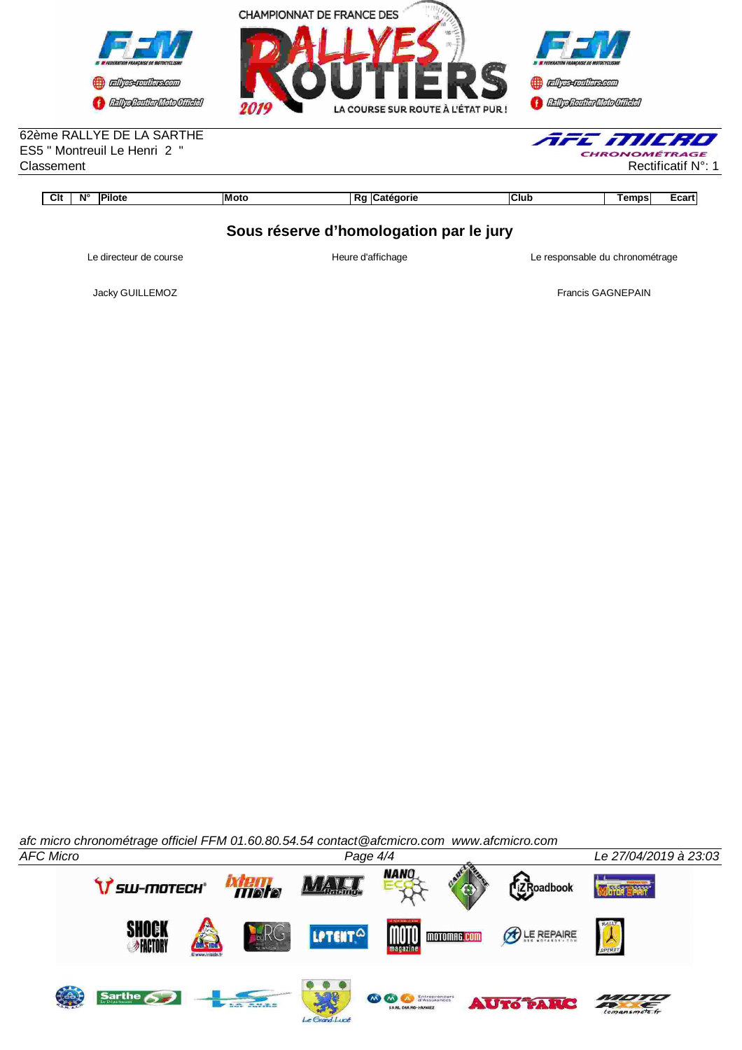62ème RALLYE DE LA SARTHE
ES5 " Montreuil Le Henri 2 "
Classement

Rectificatif N°: 1

| Clt | N° | Pilote | Moto | Rg | Catégorie | Club | Temps | Ecart |
|---|---|---|---|---|---|---|---|---|

## Sous réserve d'homologation par le jury

| Le directeur de course | Heure d'affichage | Le responsable du chronométrage |
|---|---|---|
| Jacky GUILLEMOZ | | Francis GAGNEPAIN |

*afc micro chronométrage officiel FFM 01.60.80.54.54 contact@afcmicro.com www.afcmicro.com*

*AFC Micro* — *Le 27/04/2019 à 23:03*